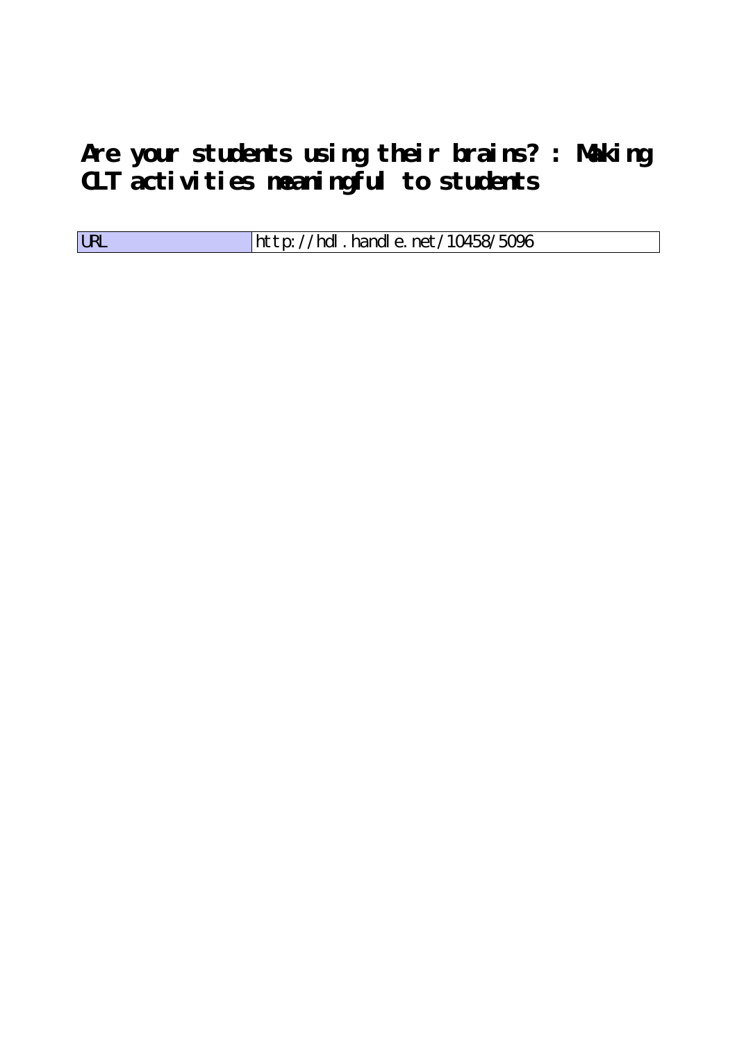# Are your students using their brains? : Making CLT activities meaningful to students

| URL | http://hdl.handle.net/10458/5096 |
| --- | --- |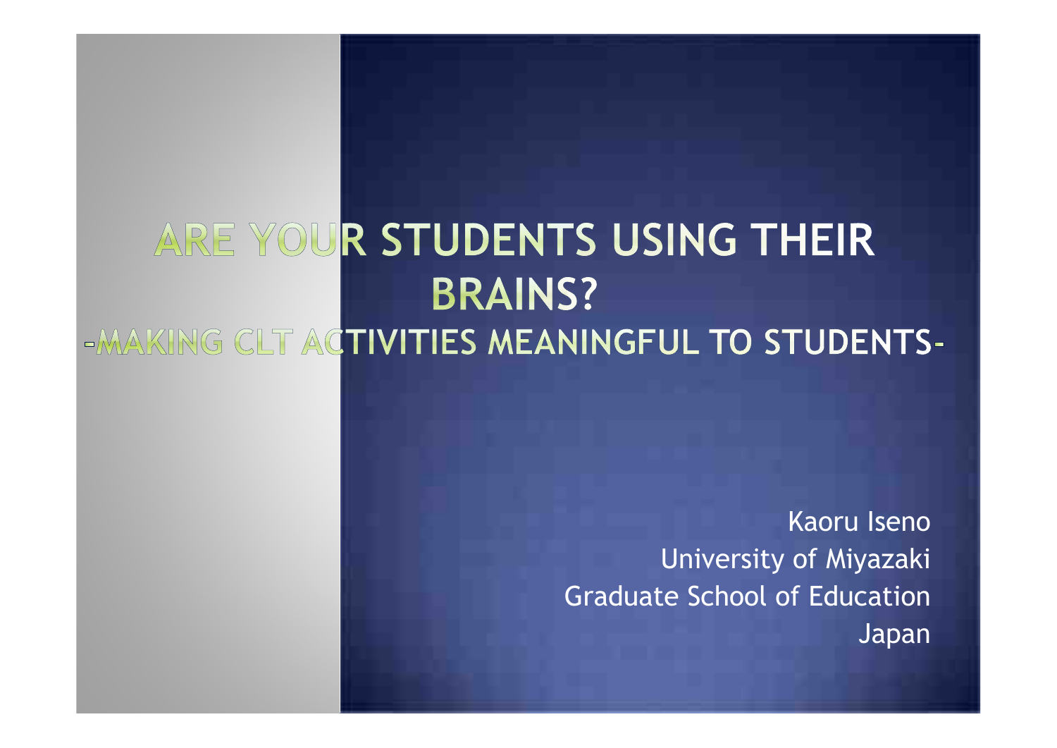# ARE YOUR STUDENTS USING THEIR BRAINS?

## -MAKING CLT ACTIVITIES MEANINGFUL TO STUDENTS-

Kaoru Iseno
University of Miyazaki
Graduate School of Education
Japan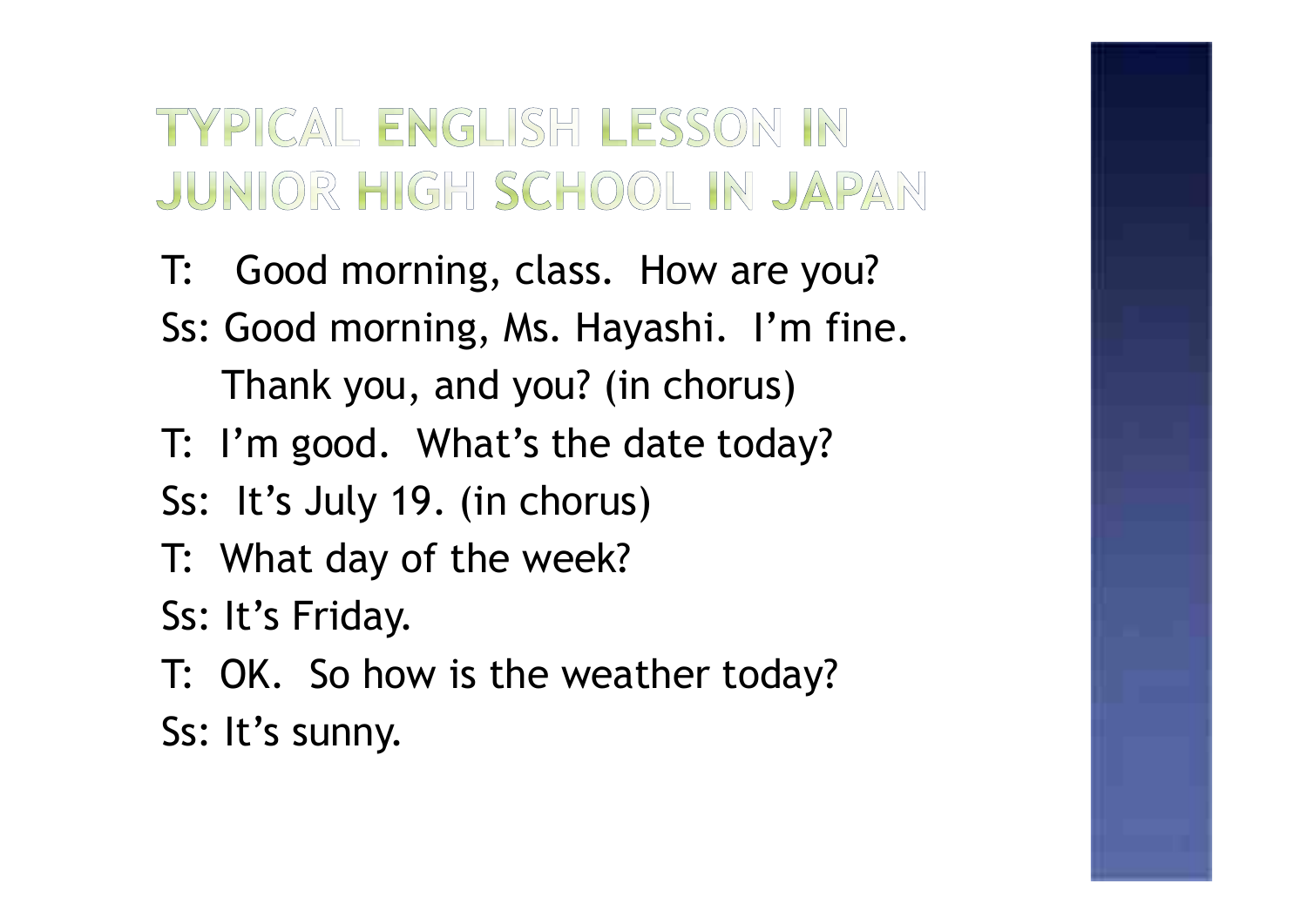# TYPICAL ENGLISH LESSON IN JUNIOR HIGH SCHOOL IN JAPAN

T: Good morning, class. How are you?

Ss: Good morning, Ms. Hayashi. I'm fine. Thank you, and you? (in chorus)

T: I'm good. What's the date today?

Ss: It's July 19. (in chorus)

T: What day of the week?

Ss: It's Friday.

T: OK. So how is the weather today?

Ss: It's sunny.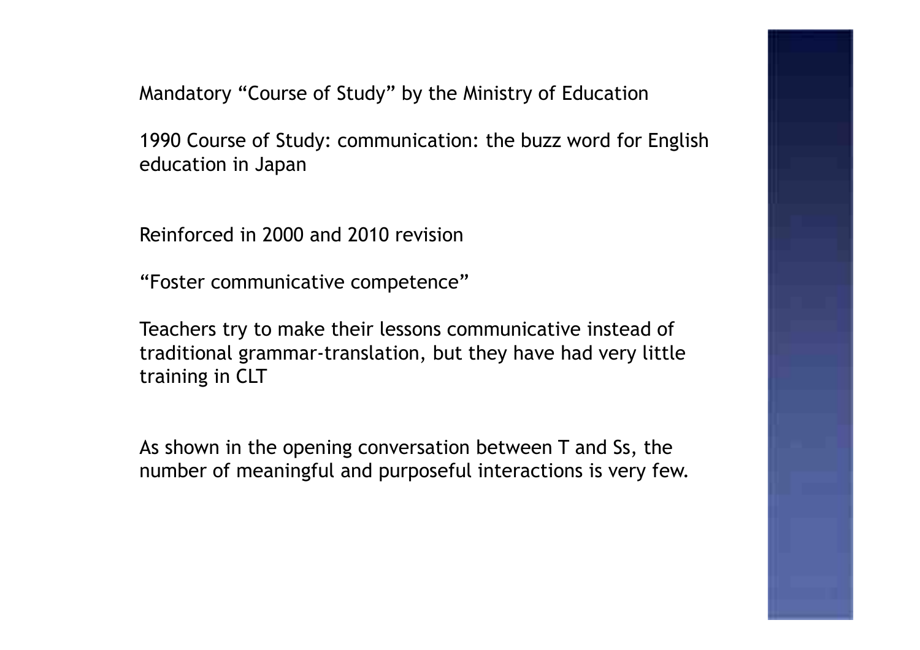Mandatory "Course of Study" by the Ministry of Education

1990 Course of Study: communication: the buzz word for English education in Japan

Reinforced in 2000 and 2010 revision

"Foster communicative competence"

Teachers try to make their lessons communicative instead of traditional grammar-translation, but they have had very little training in CLT

As shown in the opening conversation between T and Ss, the number of meaningful and purposeful interactions is very few.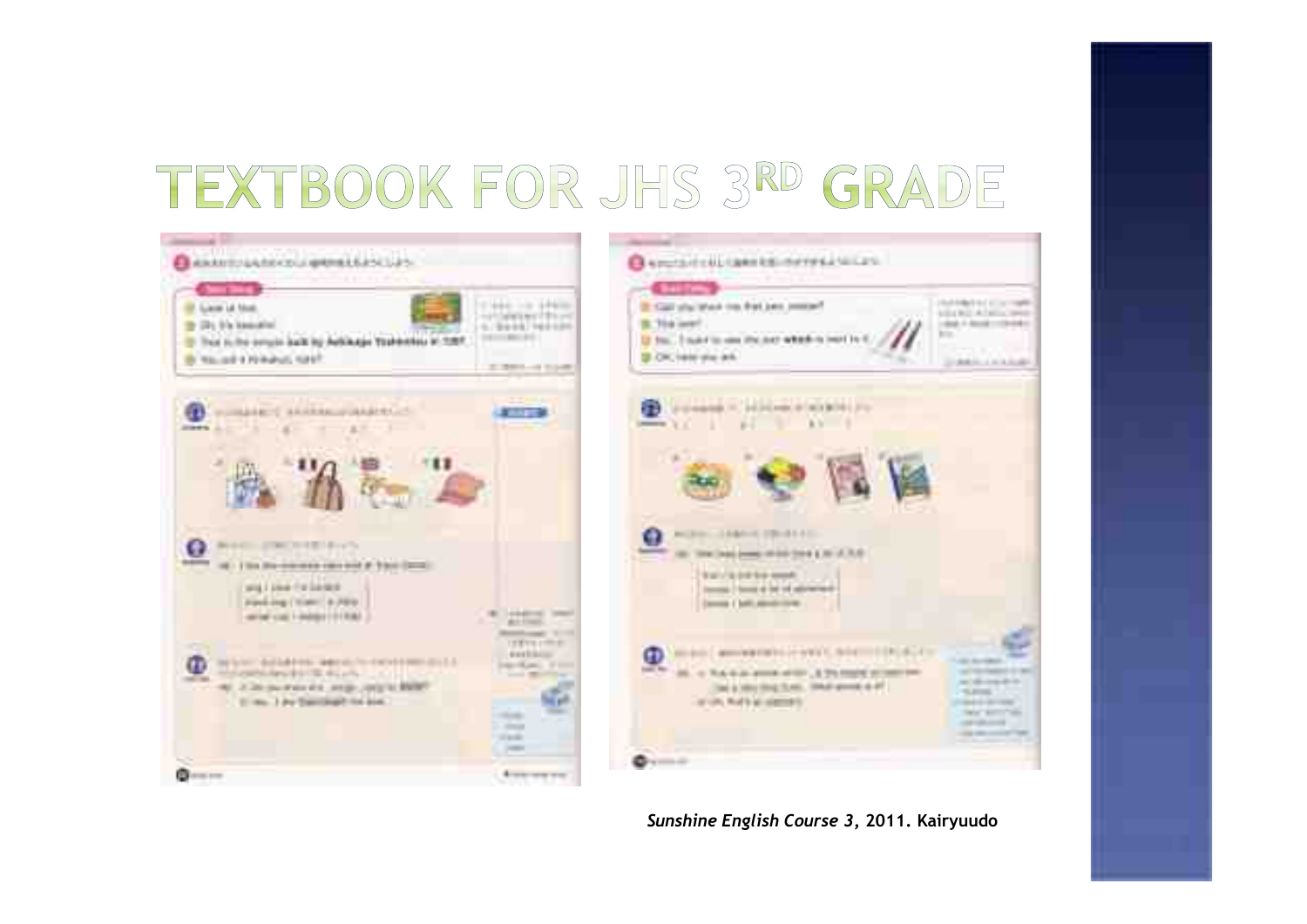# TEXTBOOK FOR JHS 3RD GRADE

*Sunshine English Course 3*, 2011. Kairyuudo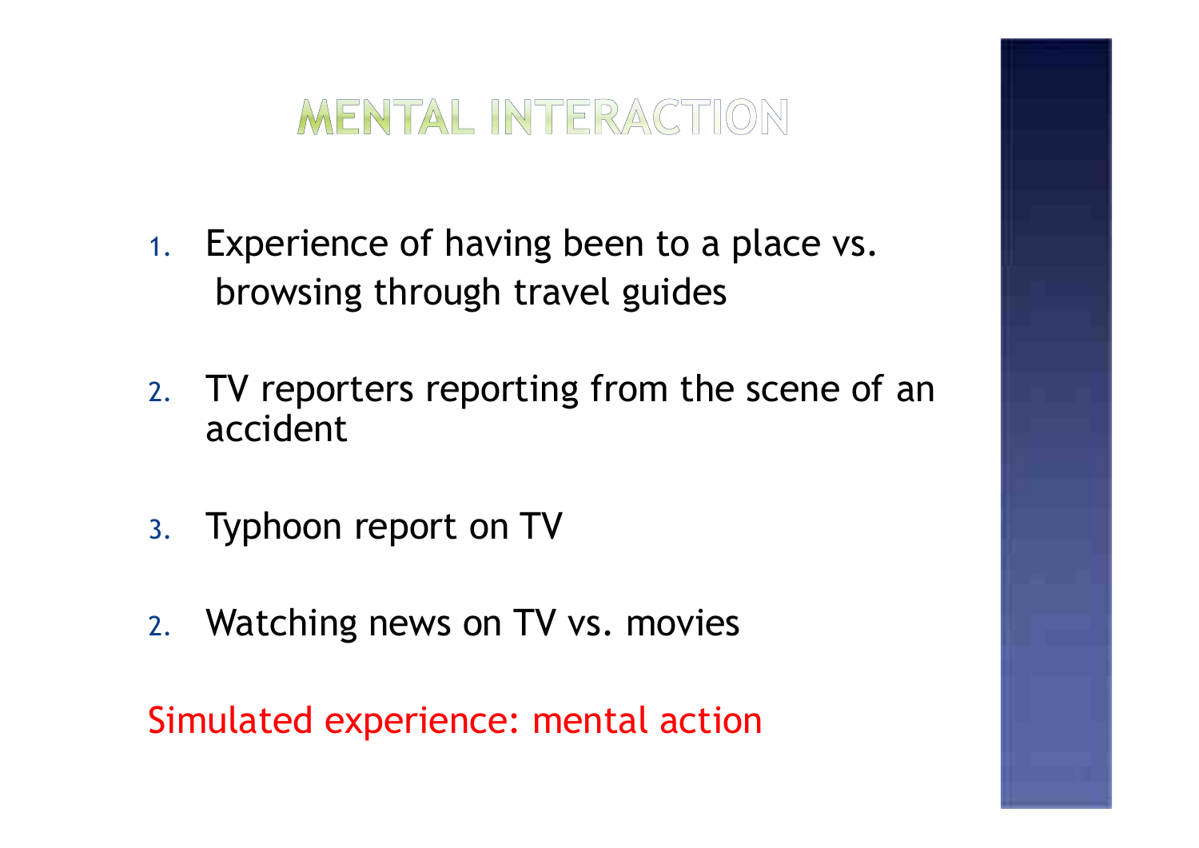# MENTAL INTERACTION

1. Experience of having been to a place vs. browsing through travel guides

2. TV reporters reporting from the scene of an accident

3. Typhoon report on TV

2. Watching news on TV vs. movies

Simulated experience: mental action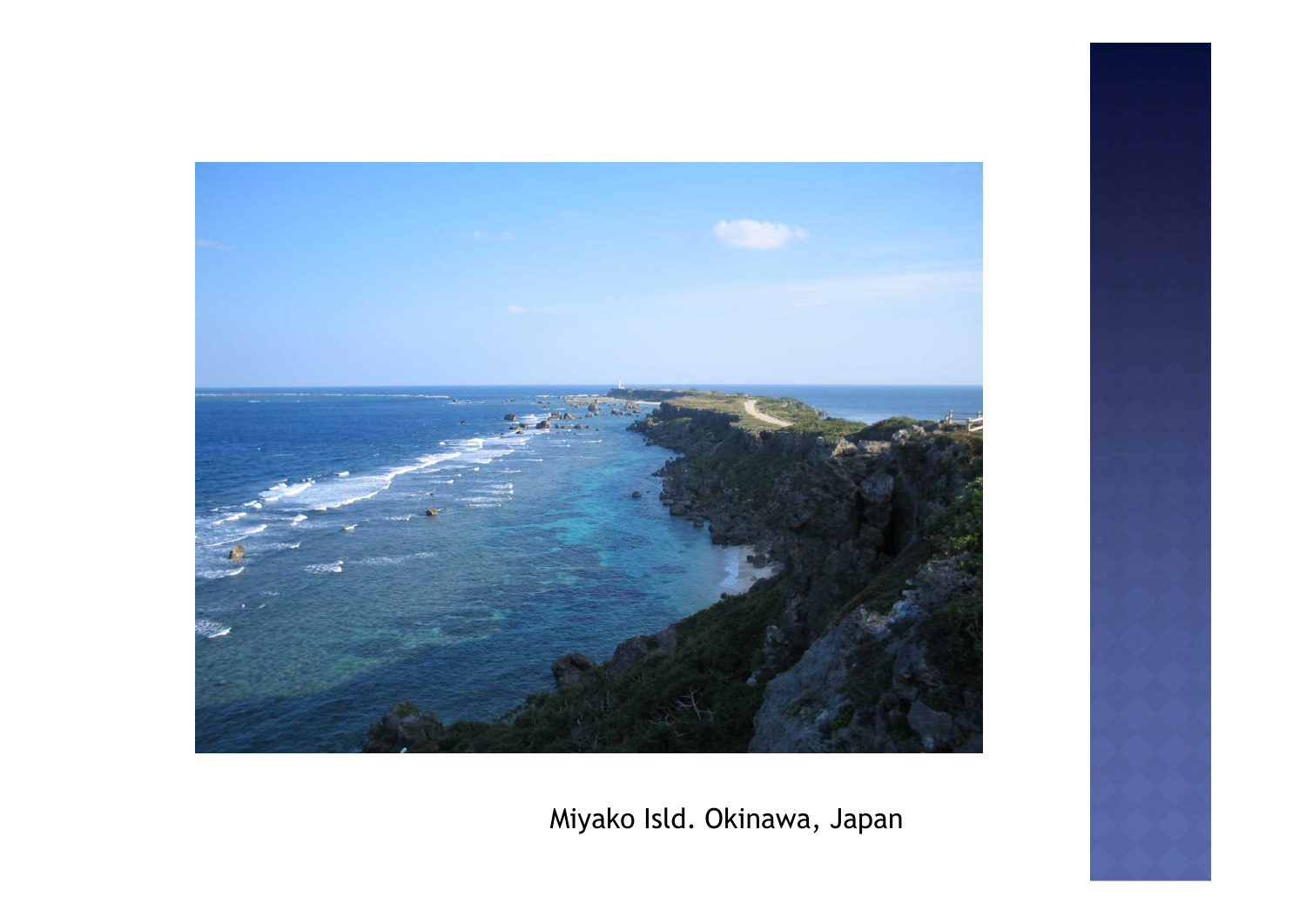Miyako Isld. Okinawa, Japan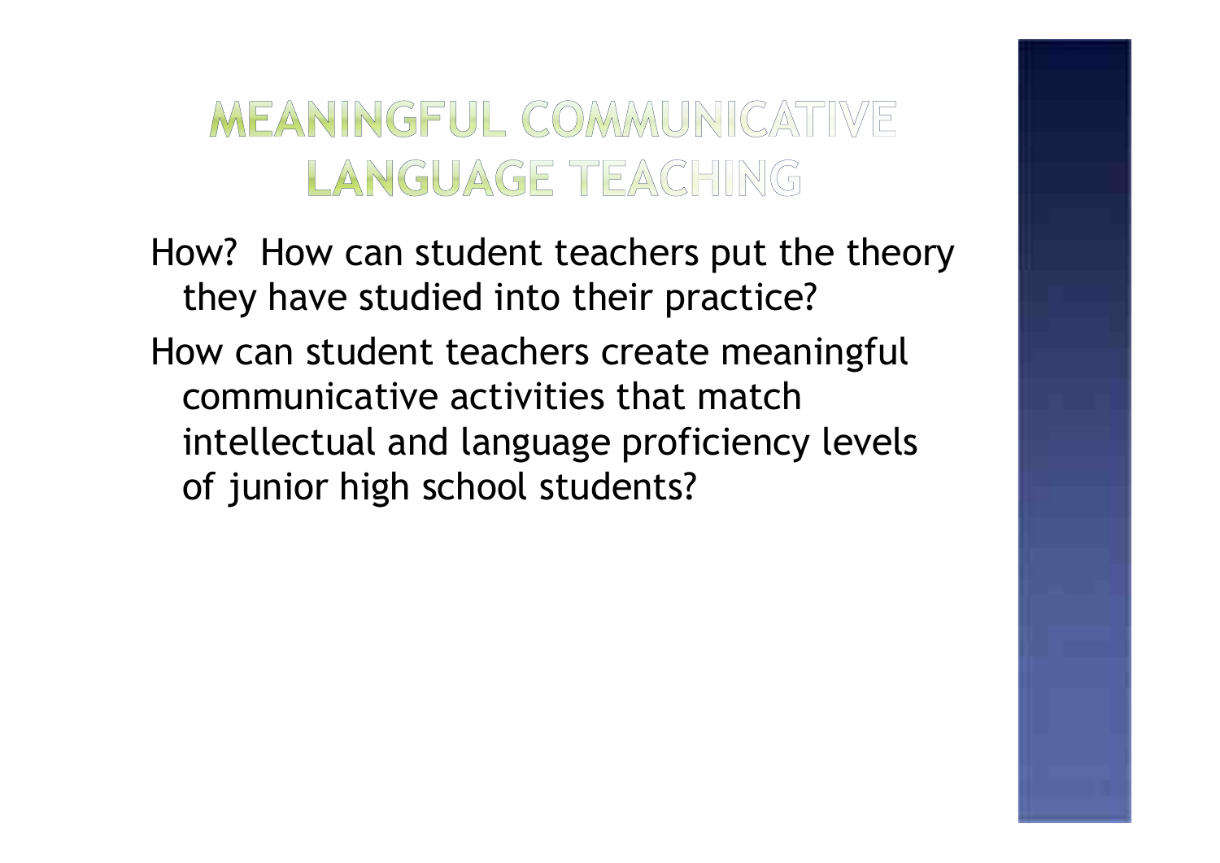# MEANINGFUL COMMUNICATIVE LANGUAGE TEACHING

How? How can student teachers put the theory they have studied into their practice?

How can student teachers create meaningful communicative activities that match intellectual and language proficiency levels of junior high school students?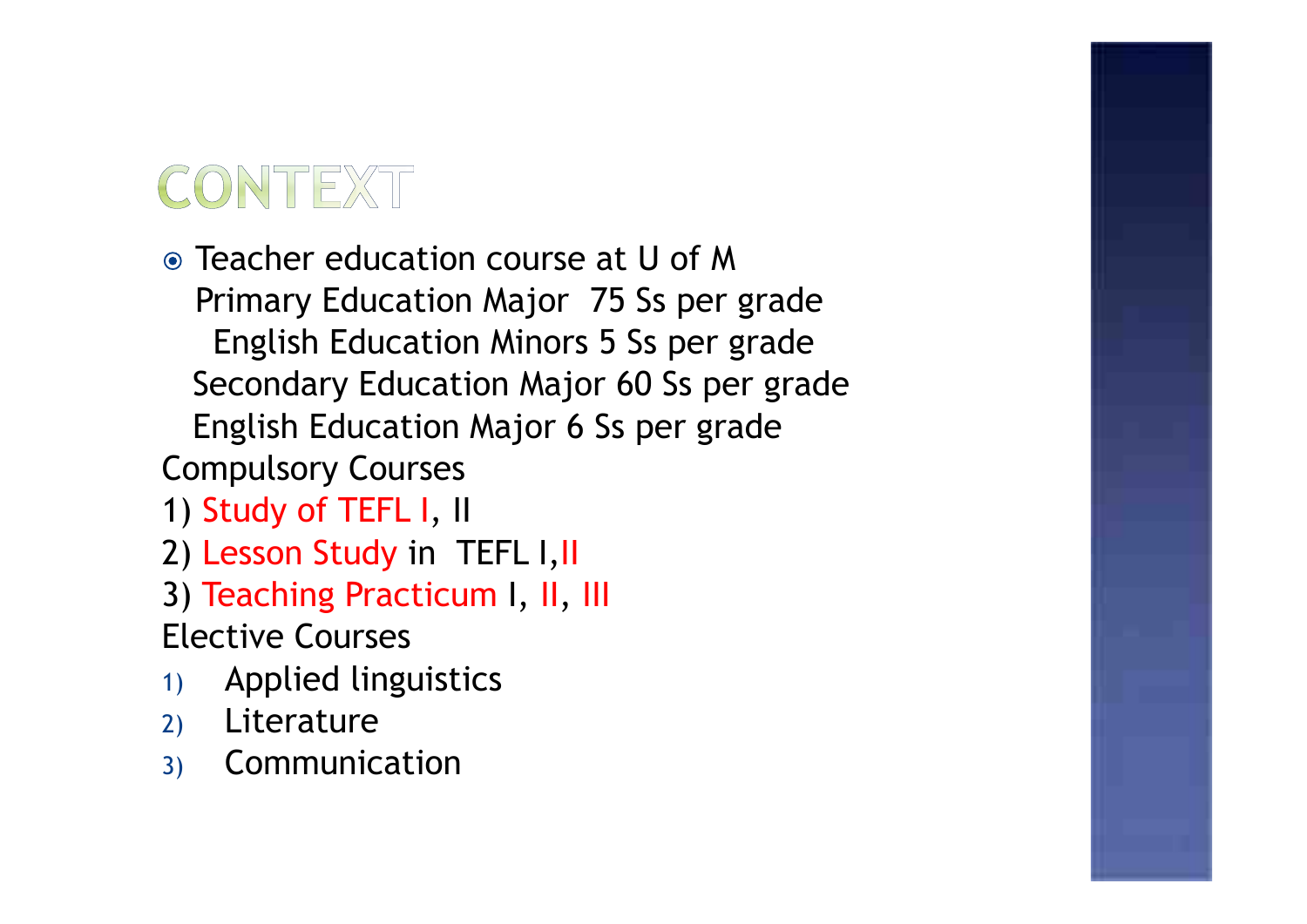# CONTEXT

- Teacher education course at U of M
  - Primary Education Major 75 Ss per grade
    - English Education Minors 5 Ss per grade
  - Secondary Education Major 60 Ss per grade
    - English Education Major 6 Ss per grade

Compulsory Courses

1) Study of TEFL I, II
2) Lesson Study in TEFL I,II
3) Teaching Practicum I, II, III

Elective Courses

1) Applied linguistics
2) Literature
3) Communication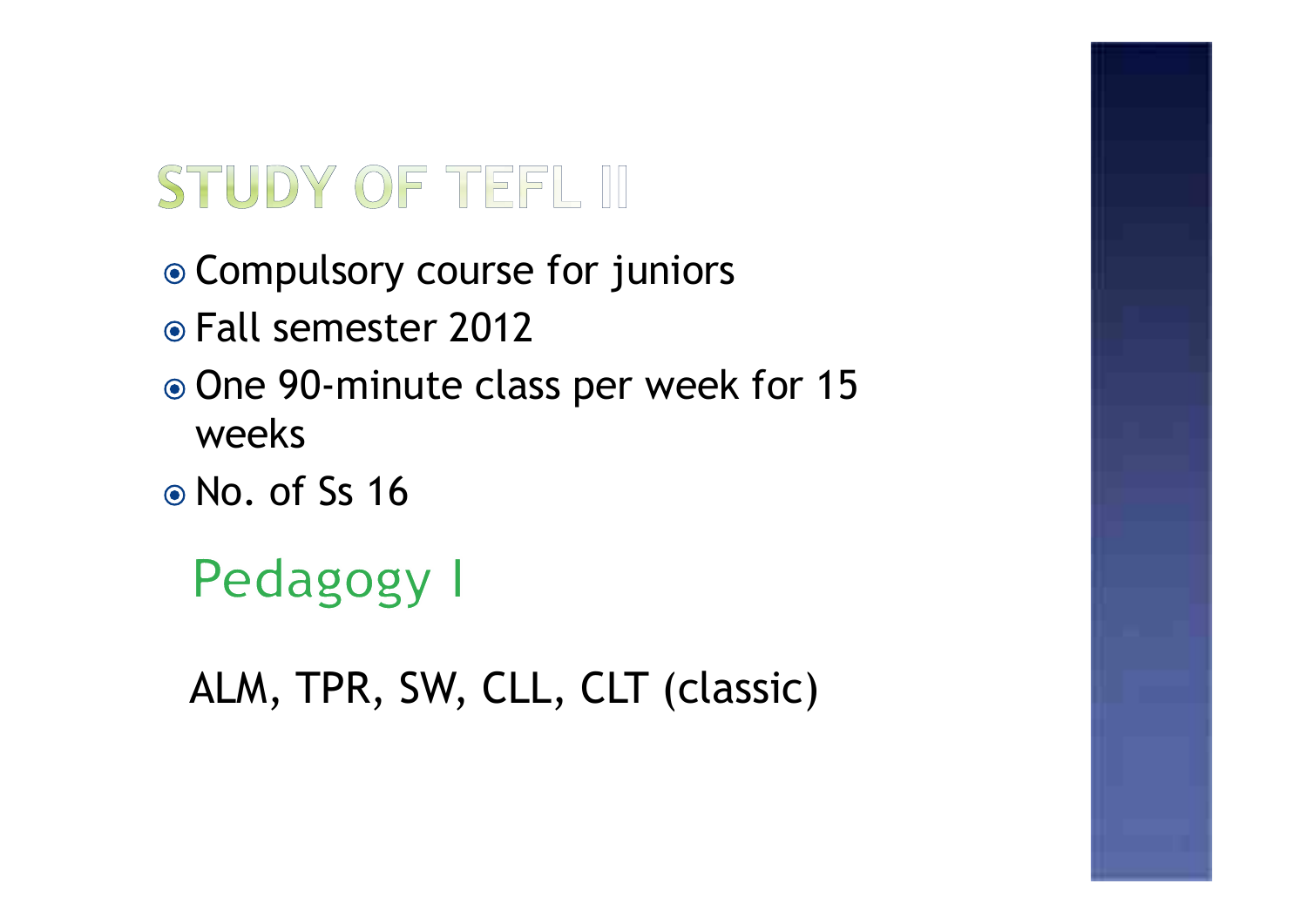# STUDY OF TEFL II

- Compulsory course for juniors
- Fall semester 2012
- One 90-minute class per week for 15 weeks
- No. of Ss 16

## Pedagogy I

ALM, TPR, SW, CLL, CLT (classic)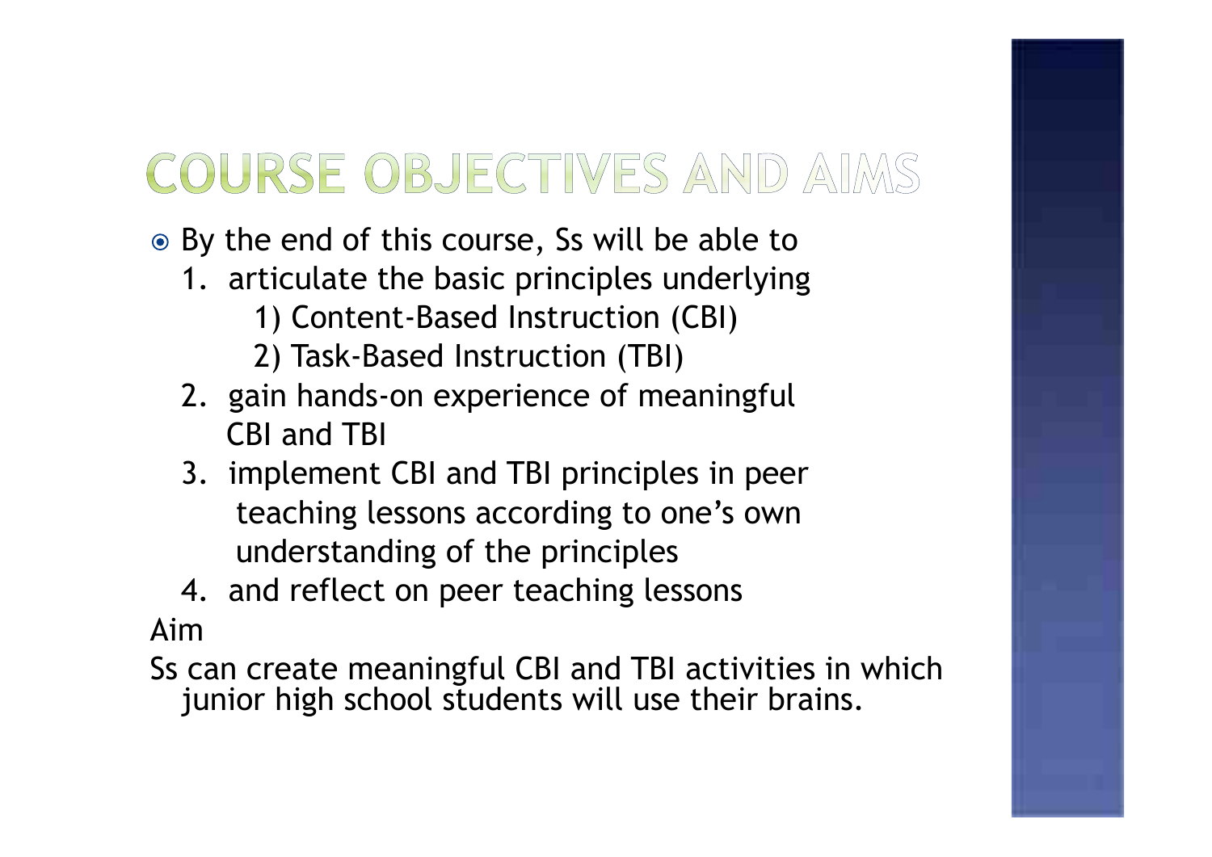# COURSE OBJECTIVES AND AIMS

- By the end of this course, Ss will be able to
  1. articulate the basic principles underlying
     1) Content-Based Instruction (CBI)
     2) Task-Based Instruction (TBI)
  2. gain hands-on experience of meaningful CBI and TBI
  3. implement CBI and TBI principles in peer teaching lessons according to one's own understanding of the principles
  4. and reflect on peer teaching lessons

Aim

Ss can create meaningful CBI and TBI activities in which junior high school students will use their brains.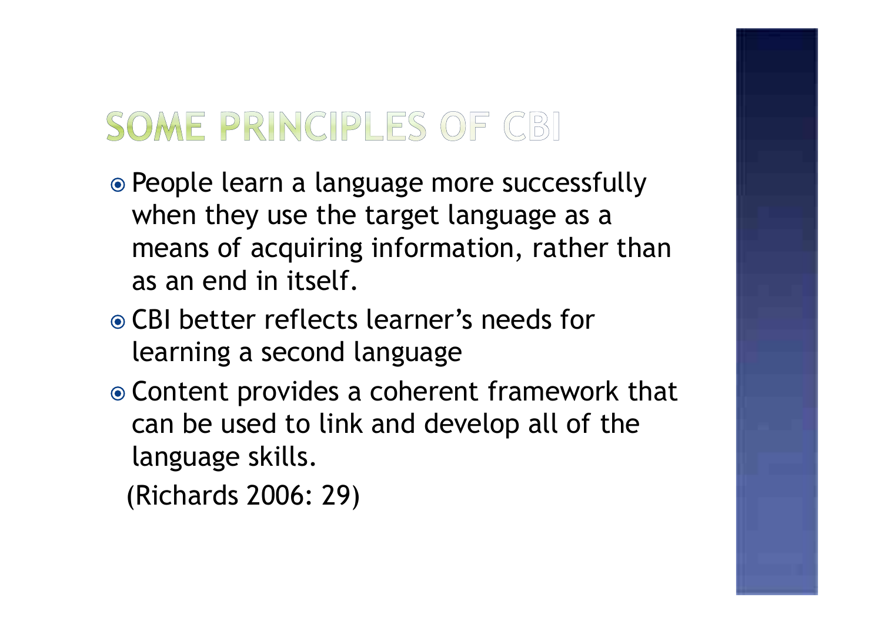# SOME PRINCIPLES OF CBI

- People learn a language more successfully when they use the target language as a means of acquiring information, rather than as an end in itself.
- CBI better reflects learner's needs for learning a second language
- Content provides a coherent framework that can be used to link and develop all of the language skills.

(Richards 2006: 29)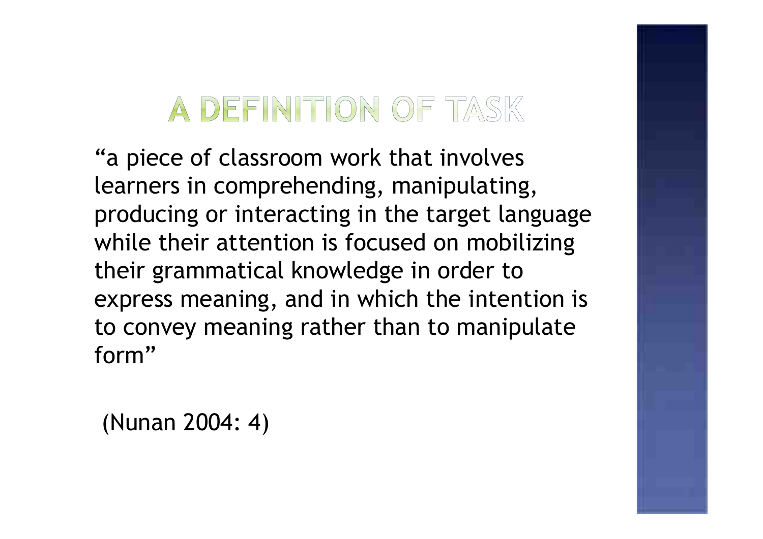# A DEFINITION OF TASK

"a piece of classroom work that involves learners in comprehending, manipulating, producing or interacting in the target language while their attention is focused on mobilizing their grammatical knowledge in order to express meaning, and in which the intention is to convey meaning rather than to manipulate form"

(Nunan 2004: 4)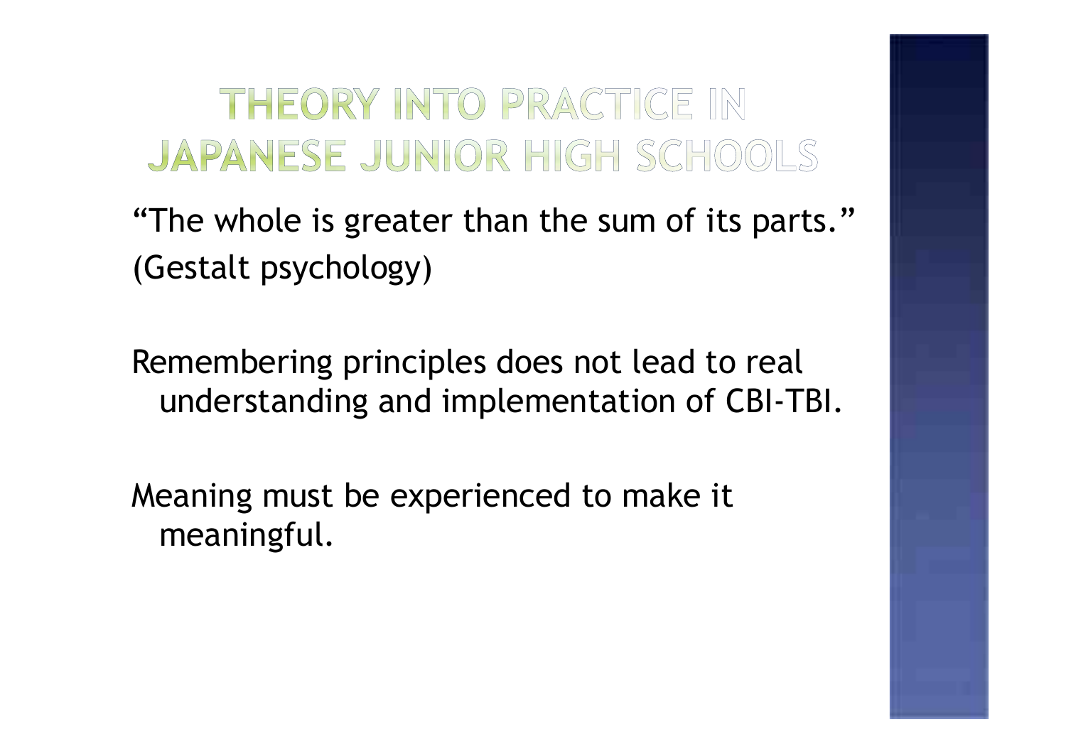# THEORY INTO PRACTICE IN JAPANESE JUNIOR HIGH SCHOOLS

"The whole is greater than the sum of its parts." (Gestalt psychology)

Remembering principles does not lead to real understanding and implementation of CBI-TBI.

Meaning must be experienced to make it meaningful.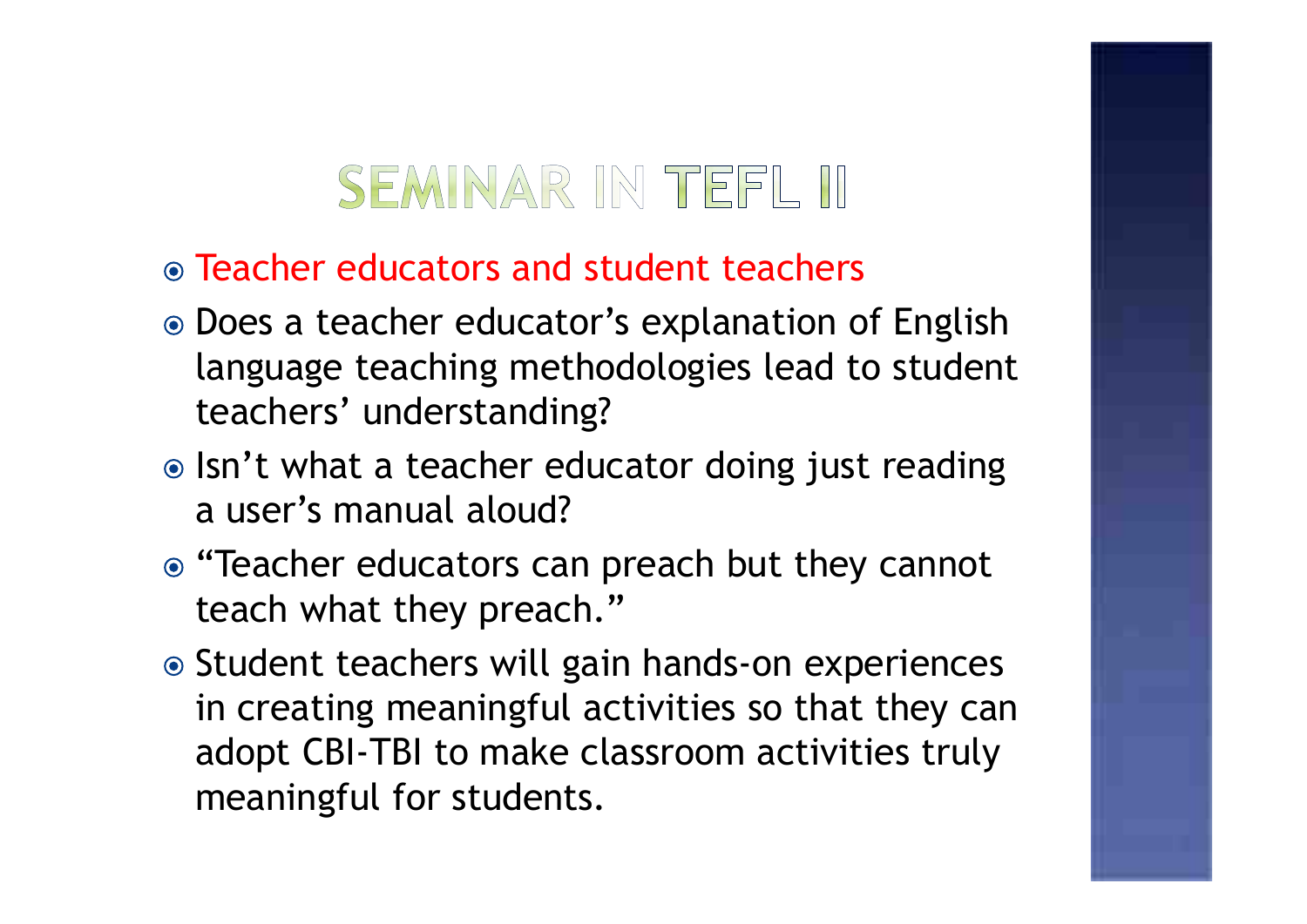# SEMINAR IN TEFL II

- Teacher educators and student teachers
- Does a teacher educator's explanation of English language teaching methodologies lead to student teachers' understanding?
- Isn't what a teacher educator doing just reading a user's manual aloud?
- "Teacher educators can preach but they cannot teach what they preach."
- Student teachers will gain hands-on experiences in creating meaningful activities so that they can adopt CBI-TBI to make classroom activities truly meaningful for students.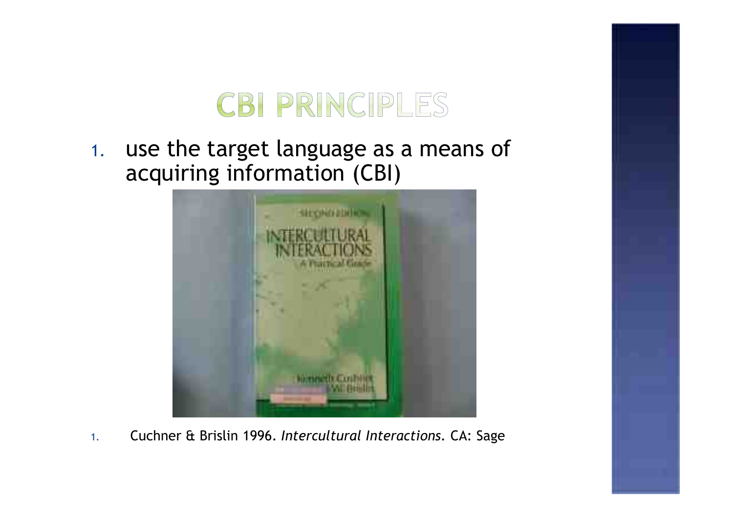# CBI PRINCIPLES

1. use the target language as a means of acquiring information (CBI)

1. Cuchner & Brislin 1996. *Intercultural Interactions*. CA: Sage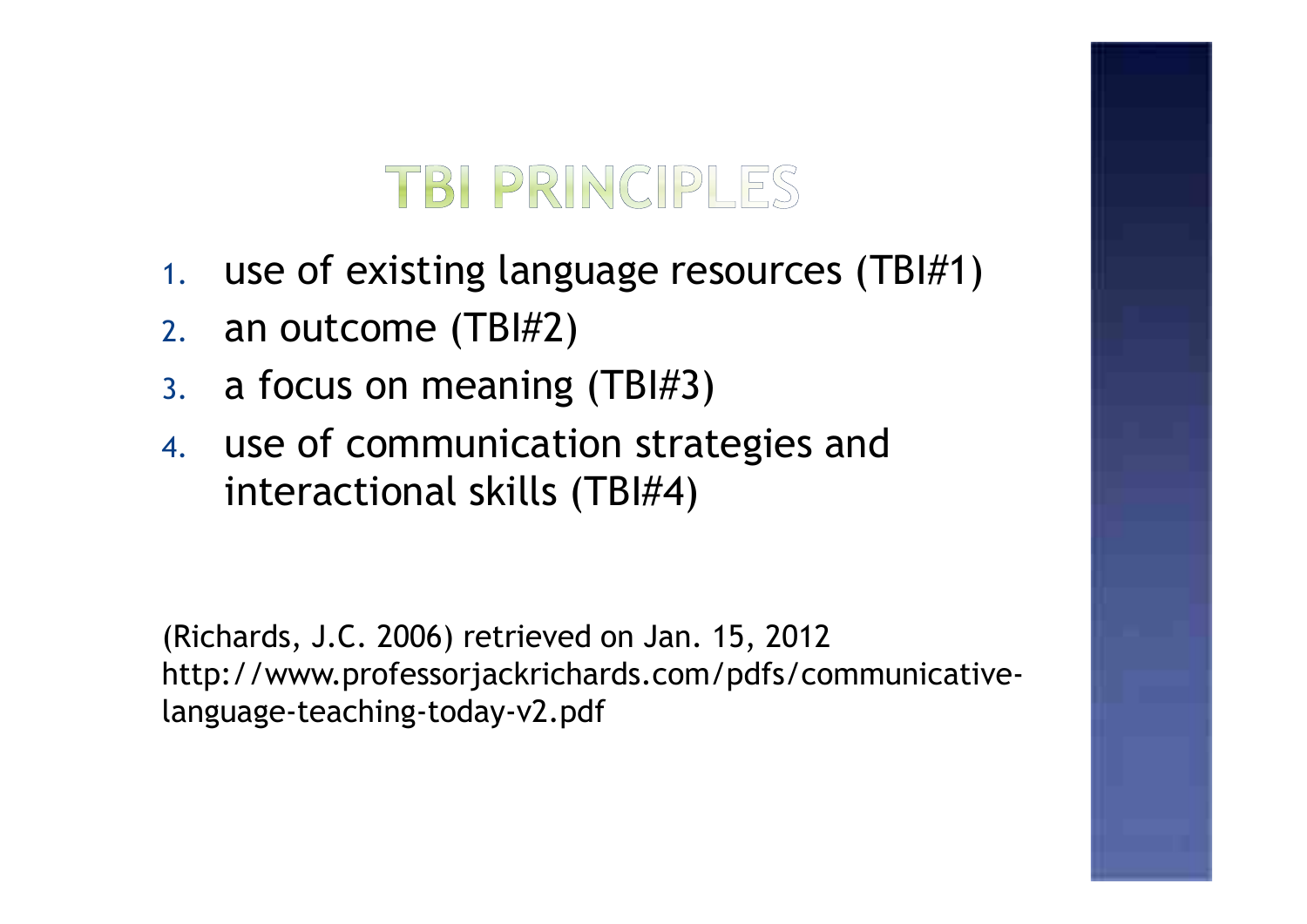# TBI PRINCIPLES

1. use of existing language resources (TBI#1)
2. an outcome (TBI#2)
3. a focus on meaning (TBI#3)
4. use of communication strategies and interactional skills (TBI#4)

(Richards, J.C. 2006) retrieved on Jan. 15, 2012 http://www.professorjackrichards.com/pdfs/communicative-language-teaching-today-v2.pdf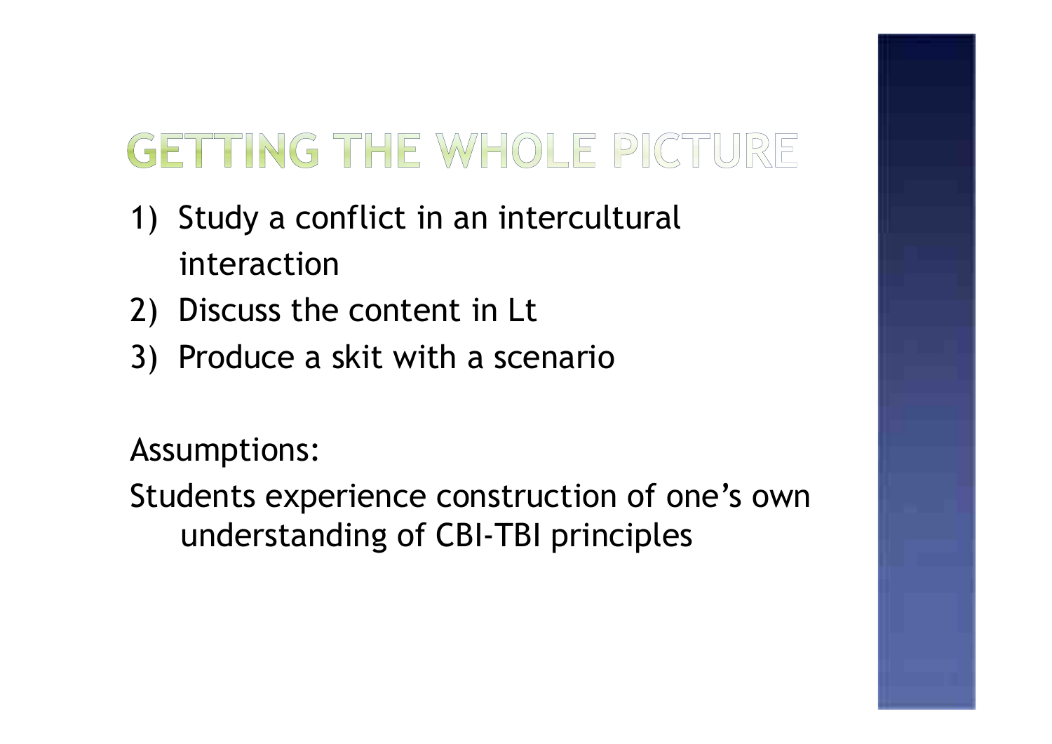# GETTING THE WHOLE PICTURE

1) Study a conflict in an intercultural interaction
2) Discuss the content in Lt
3) Produce a skit with a scenario

Assumptions:

Students experience construction of one's own understanding of CBI-TBI principles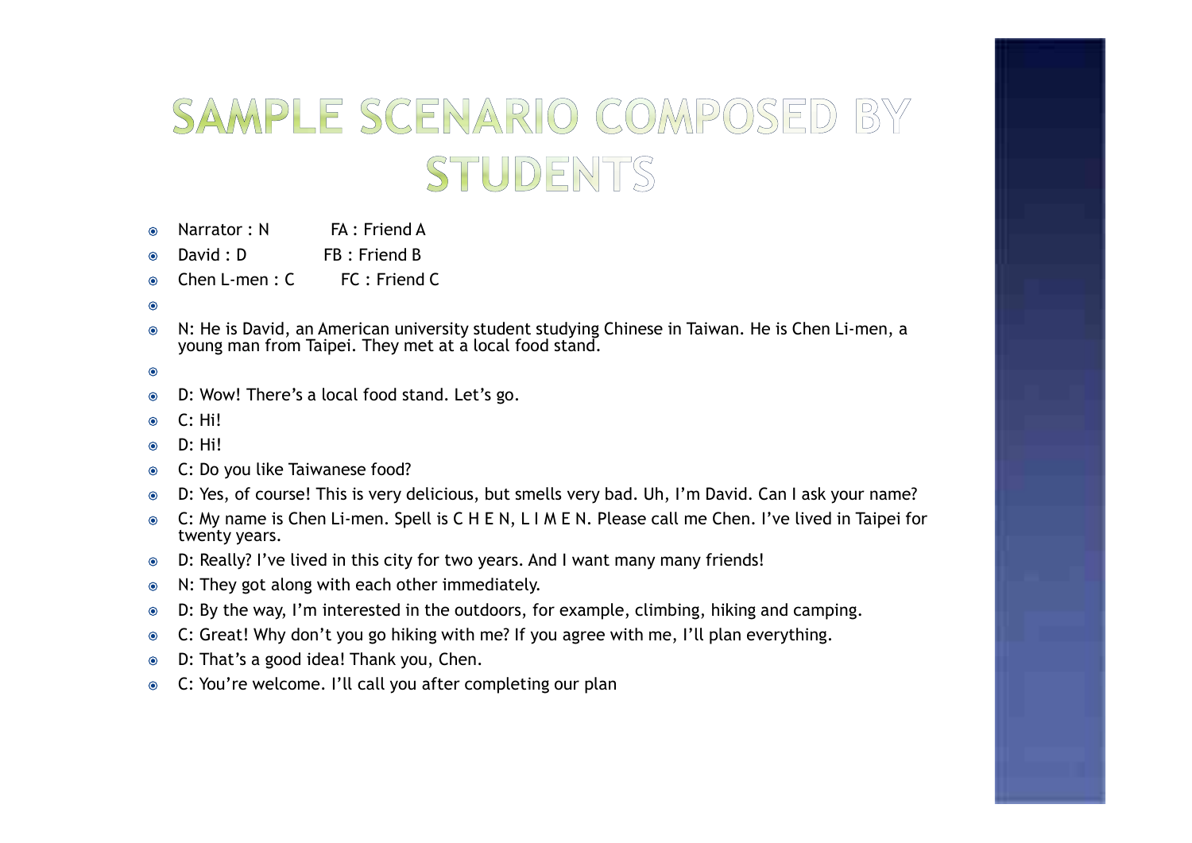# SAMPLE SCENARIO COMPOSED BY STUDENTS

- Narrator : N FA : Friend A
- David : D FB : Friend B
- Chen L-men : C FC : Friend C
- N: He is David, an American university student studying Chinese in Taiwan. He is Chen Li-men, a young man from Taipei. They met at a local food stand.
- D: Wow! There's a local food stand. Let's go.
- C: Hi!
- D: Hi!
- C: Do you like Taiwanese food?
- D: Yes, of course! This is very delicious, but smells very bad. Uh, I'm David. Can I ask your name?
- C: My name is Chen Li-men. Spell is C H E N, L I M E N. Please call me Chen. I've lived in Taipei for twenty years.
- D: Really? I've lived in this city for two years. And I want many many friends!
- N: They got along with each other immediately.
- D: By the way, I'm interested in the outdoors, for example, climbing, hiking and camping.
- C: Great! Why don't you go hiking with me? If you agree with me, I'll plan everything.
- D: That's a good idea! Thank you, Chen.
- C: You're welcome. I'll call you after completing our plan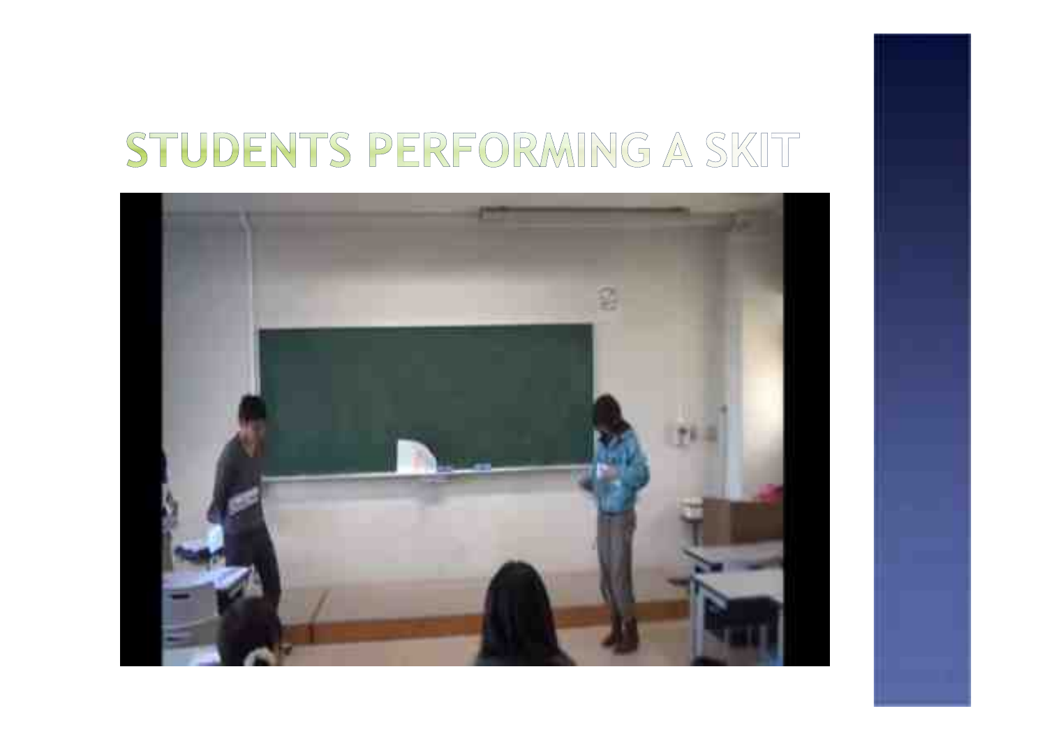# STUDENTS PERFORMING A SKIT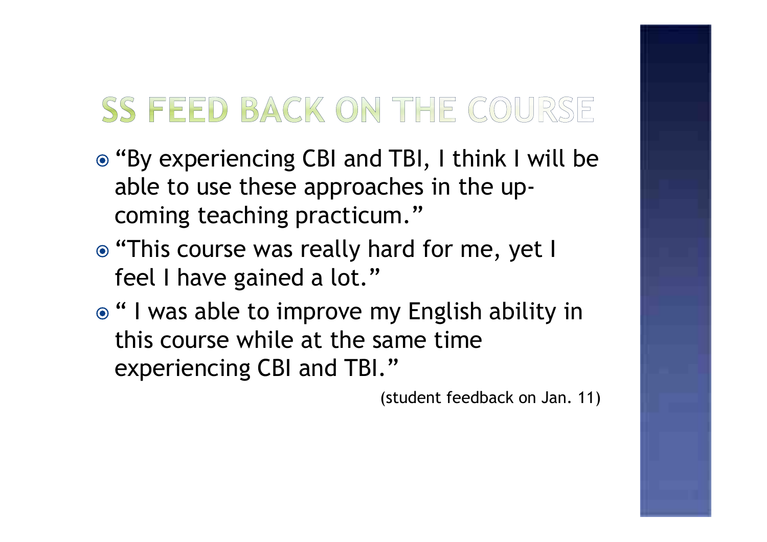# SS FEED BACK ON THE COURSE

- "By experiencing CBI and TBI, I think I will be able to use these approaches in the up-coming teaching practicum."
- "This course was really hard for me, yet I feel I have gained a lot."
- " I was able to improve my English ability in this course while at the same time experiencing CBI and TBI."

(student feedback on Jan. 11)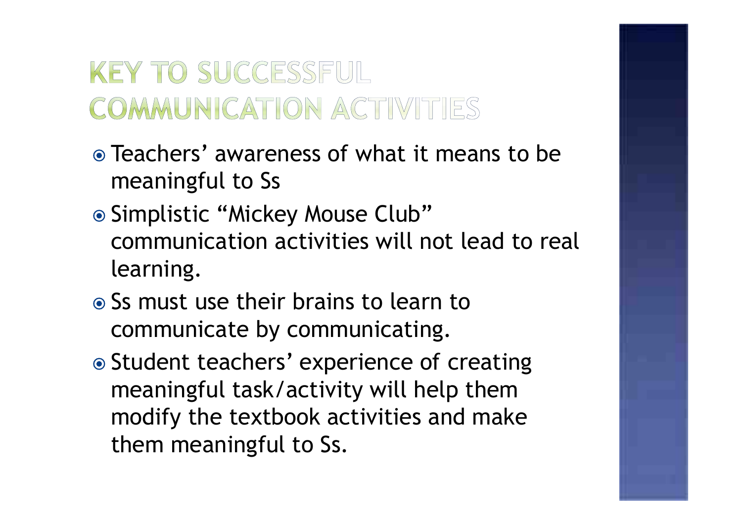# KEY TO SUCCESSFUL COMMUNICATION ACTIVITIES

- Teachers' awareness of what it means to be meaningful to Ss
- Simplistic "Mickey Mouse Club" communication activities will not lead to real learning.
- Ss must use their brains to learn to communicate by communicating.
- Student teachers' experience of creating meaningful task/activity will help them modify the textbook activities and make them meaningful to Ss.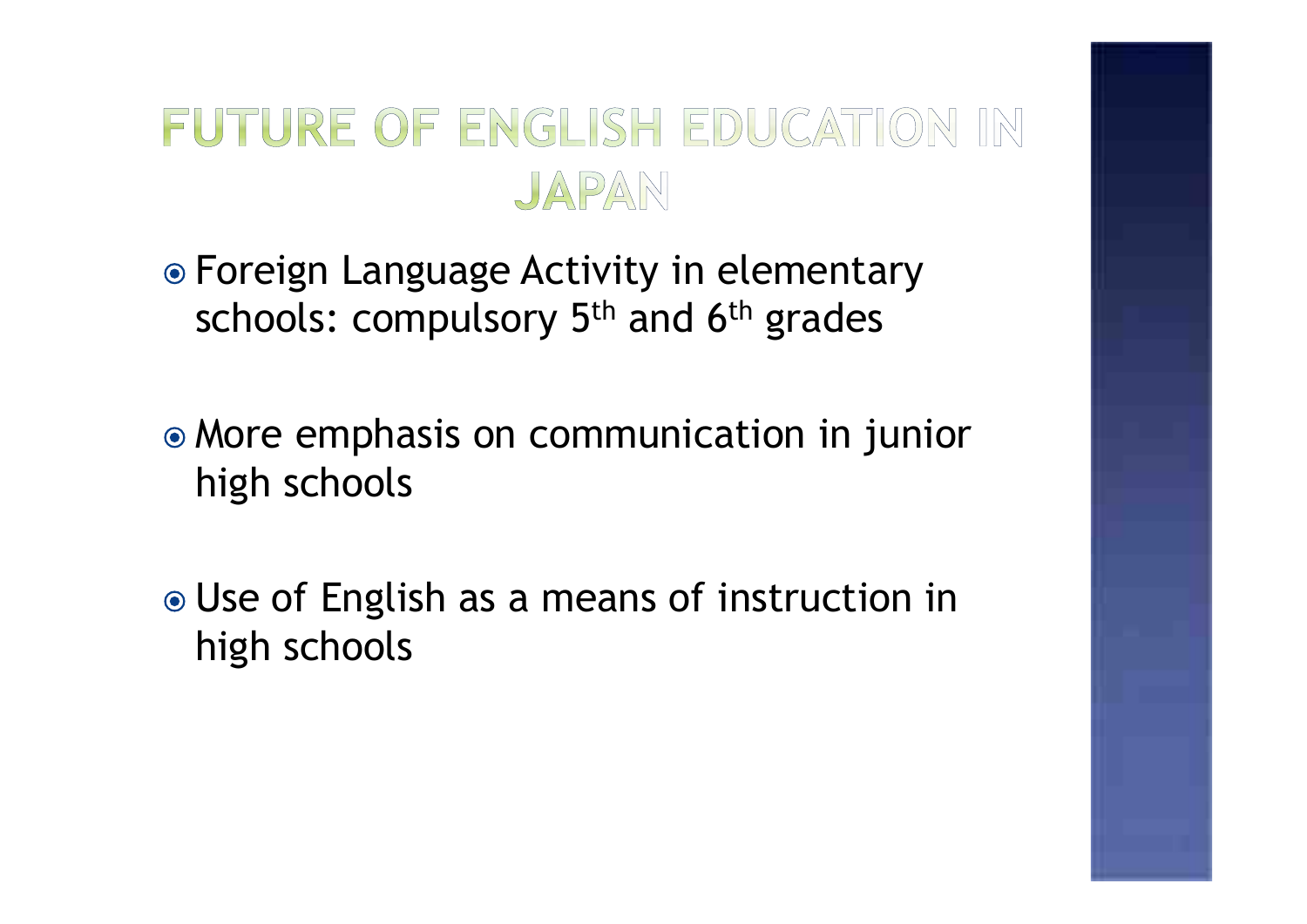# FUTURE OF ENGLISH EDUCATION IN JAPAN

- Foreign Language Activity in elementary schools: compulsory 5th and 6th grades
- More emphasis on communication in junior high schools
- Use of English as a means of instruction in high schools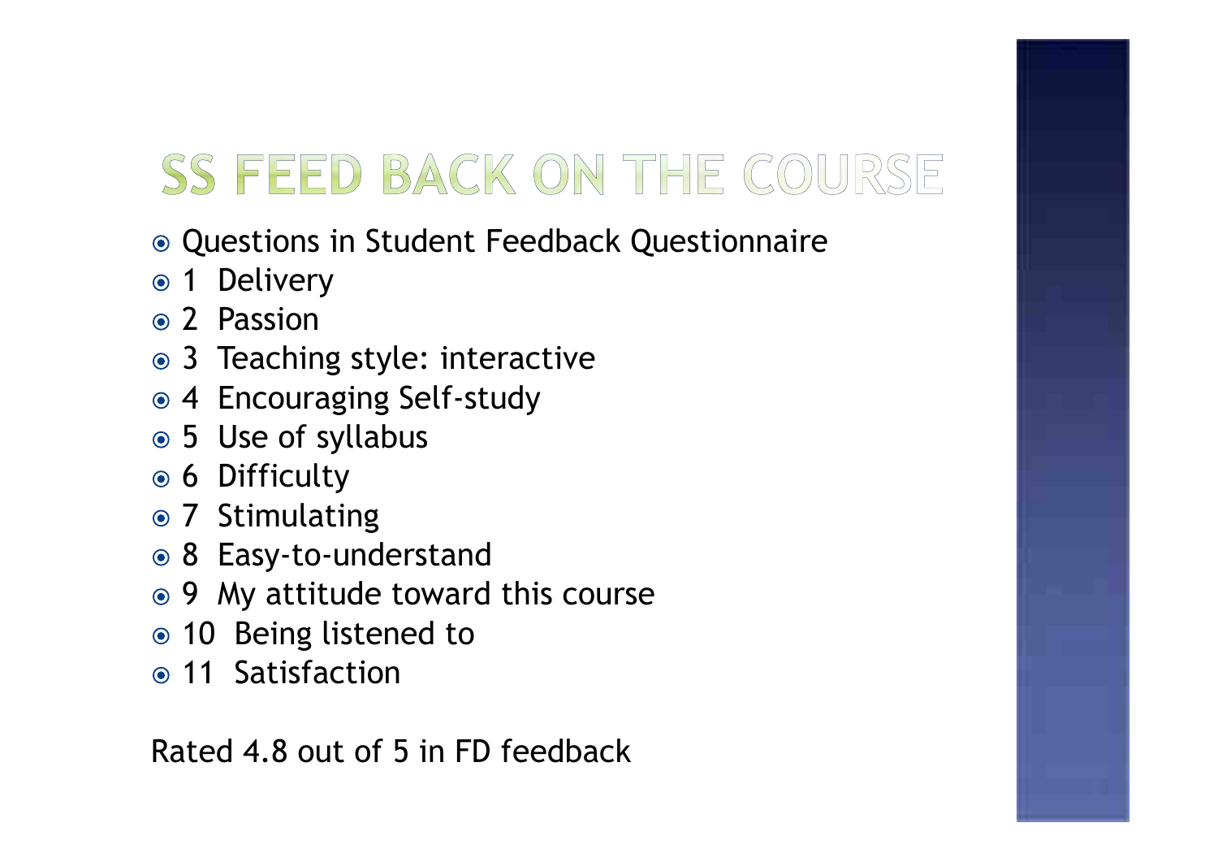# SS FEED BACK ON THE COURSE

- Questions in Student Feedback Questionnaire
- 1 Delivery
- 2 Passion
- 3 Teaching style: interactive
- 4 Encouraging Self-study
- 5 Use of syllabus
- 6 Difficulty
- 7 Stimulating
- 8 Easy-to-understand
- 9 My attitude toward this course
- 10 Being listened to
- 11 Satisfaction

Rated 4.8 out of 5 in FD feedback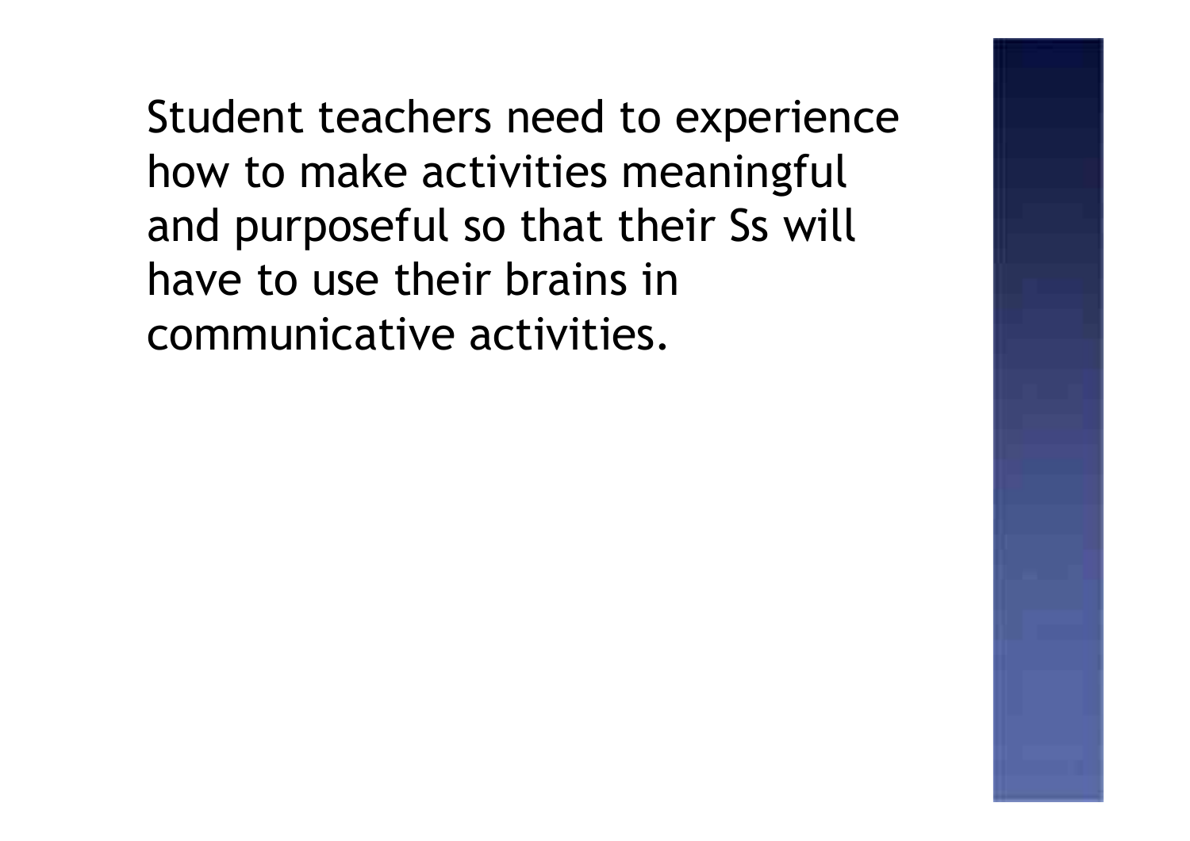Student teachers need to experience how to make activities meaningful and purposeful so that their Ss will have to use their brains in communicative activities.